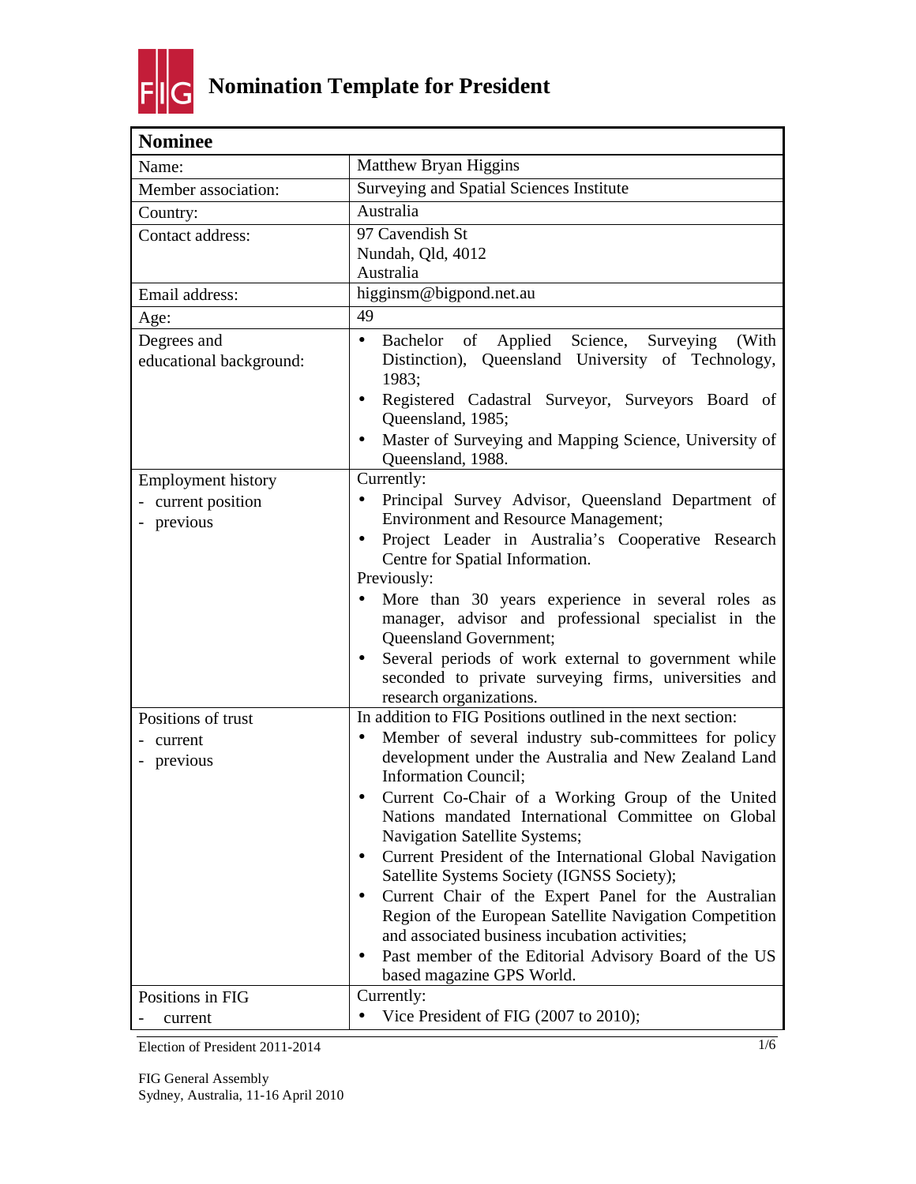# Nomination Template for President

| **Nominee** | |
|---|---|
| Name: | Matthew Bryan Higgins |
| Member association: | Surveying and Spatial Sciences Institute |
| Country: | Australia |
| Contact address: | 97 Cavendish St<br>Nundah, Qld, 4012<br>Australia |
| Email address: | higginsm@bigpond.net.au |
| Age: | 49 |
| Degrees and educational background: | • Bachelor of Applied Science, Surveying (With Distinction), Queensland University of Technology, 1983;<br>• Registered Cadastral Surveyor, Surveyors Board of Queensland, 1985;<br>• Master of Surveying and Mapping Science, University of Queensland, 1988. |
| Employment history<br>- current position<br>- previous | Currently:<br>• Principal Survey Advisor, Queensland Department of Environment and Resource Management;<br>• Project Leader in Australia's Cooperative Research Centre for Spatial Information.<br>Previously:<br>• More than 30 years experience in several roles as manager, advisor and professional specialist in the Queensland Government;<br>• Several periods of work external to government while seconded to private surveying firms, universities and research organizations. |
| Positions of trust<br>- current<br>- previous | In addition to FIG Positions outlined in the next section:<br>• Member of several industry sub-committees for policy development under the Australia and New Zealand Land Information Council;<br>• Current Co-Chair of a Working Group of the United Nations mandated International Committee on Global Navigation Satellite Systems;<br>• Current President of the International Global Navigation Satellite Systems Society (IGNSS Society);<br>• Current Chair of the Expert Panel for the Australian Region of the European Satellite Navigation Competition and associated business incubation activities;<br>• Past member of the Editorial Advisory Board of the US based magazine GPS World. |
| Positions in FIG<br>- current | Currently:<br>• Vice President of FIG (2007 to 2010); |

Election of President 2011-2014

FIG General Assembly
Sydney, Australia, 11-16 April 2010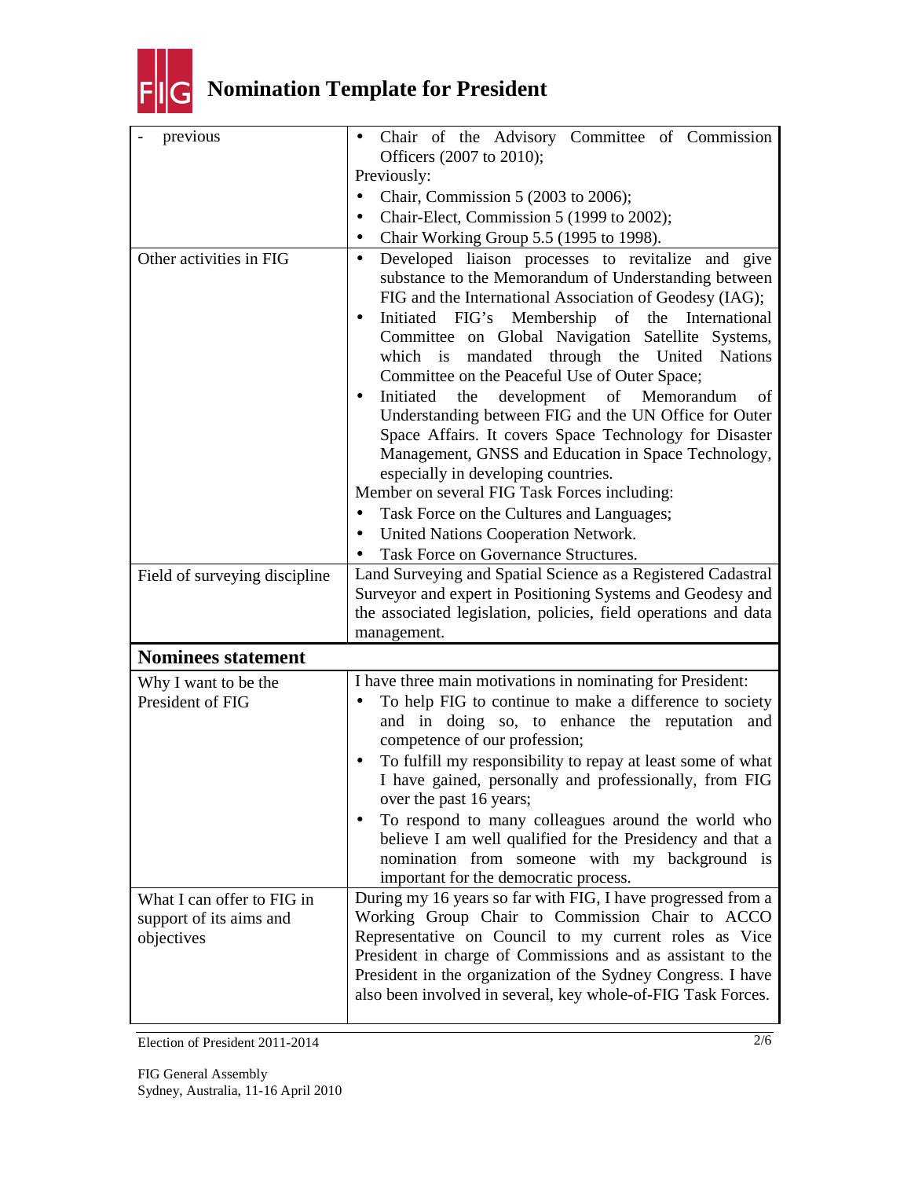# Nomination Template for President

| | |
|---|---|
| - previous | • Chair of the Advisory Committee of Commission Officers (2007 to 2010);<br>Previously:<br>• Chair, Commission 5 (2003 to 2006);<br>• Chair-Elect, Commission 5 (1999 to 2002);<br>• Chair Working Group 5.5 (1995 to 1998). |
| Other activities in FIG | • Developed liaison processes to revitalize and give substance to the Memorandum of Understanding between FIG and the International Association of Geodesy (IAG);<br>• Initiated FIG's Membership of the International Committee on Global Navigation Satellite Systems, which is mandated through the United Nations Committee on the Peaceful Use of Outer Space;<br>• Initiated the development of Memorandum of Understanding between FIG and the UN Office for Outer Space Affairs. It covers Space Technology for Disaster Management, GNSS and Education in Space Technology, especially in developing countries.<br>Member on several FIG Task Forces including:<br>• Task Force on the Cultures and Languages;<br>• United Nations Cooperation Network.<br>• Task Force on Governance Structures. |
| Field of surveying discipline | Land Surveying and Spatial Science as a Registered Cadastral Surveyor and expert in Positioning Systems and Geodesy and the associated legislation, policies, field operations and data management. |
| **Nominees statement** | |
| Why I want to be the President of FIG | I have three main motivations in nominating for President:<br>• To help FIG to continue to make a difference to society and in doing so, to enhance the reputation and competence of our profession;<br>• To fulfill my responsibility to repay at least some of what I have gained, personally and professionally, from FIG over the past 16 years;<br>• To respond to many colleagues around the world who believe I am well qualified for the Presidency and that a nomination from someone with my background is important for the democratic process. |
| What I can offer to FIG in support of its aims and objectives | During my 16 years so far with FIG, I have progressed from a Working Group Chair to Commission Chair to ACCO Representative on Council to my current roles as Vice President in charge of Commissions and as assistant to the President in the organization of the Sydney Congress. I have also been involved in several, key whole-of-FIG Task Forces. |

Election of President 2011-2014

FIG General Assembly
Sydney, Australia, 11-16 April 2010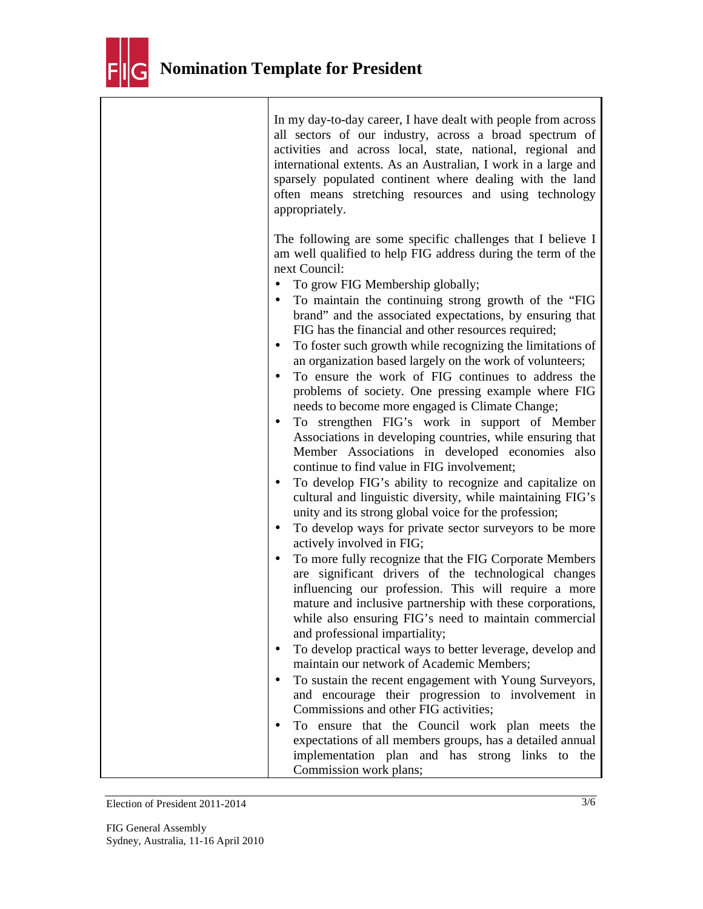In my day-to-day career, I have dealt with people from across all sectors of our industry, across a broad spectrum of activities and across local, state, national, regional and international extents. As an Australian, I work in a large and sparsely populated continent where dealing with the land often means stretching resources and using technology appropriately.

The following are some specific challenges that I believe I am well qualified to help FIG address during the term of the next Council:

- To grow FIG Membership globally;
- To maintain the continuing strong growth of the "FIG brand" and the associated expectations, by ensuring that FIG has the financial and other resources required;
- To foster such growth while recognizing the limitations of an organization based largely on the work of volunteers;
- To ensure the work of FIG continues to address the problems of society. One pressing example where FIG needs to become more engaged is Climate Change;
- To strengthen FIG's work in support of Member Associations in developing countries, while ensuring that Member Associations in developed economies also continue to find value in FIG involvement;
- To develop FIG's ability to recognize and capitalize on cultural and linguistic diversity, while maintaining FIG's unity and its strong global voice for the profession;
- To develop ways for private sector surveyors to be more actively involved in FIG;
- To more fully recognize that the FIG Corporate Members are significant drivers of the technological changes influencing our profession. This will require a more mature and inclusive partnership with these corporations, while also ensuring FIG's need to maintain commercial and professional impartiality;
- To develop practical ways to better leverage, develop and maintain our network of Academic Members;
- To sustain the recent engagement with Young Surveyors, and encourage their progression to involvement in Commissions and other FIG activities;
- To ensure that the Council work plan meets the expectations of all members groups, has a detailed annual implementation plan and has strong links to the Commission work plans;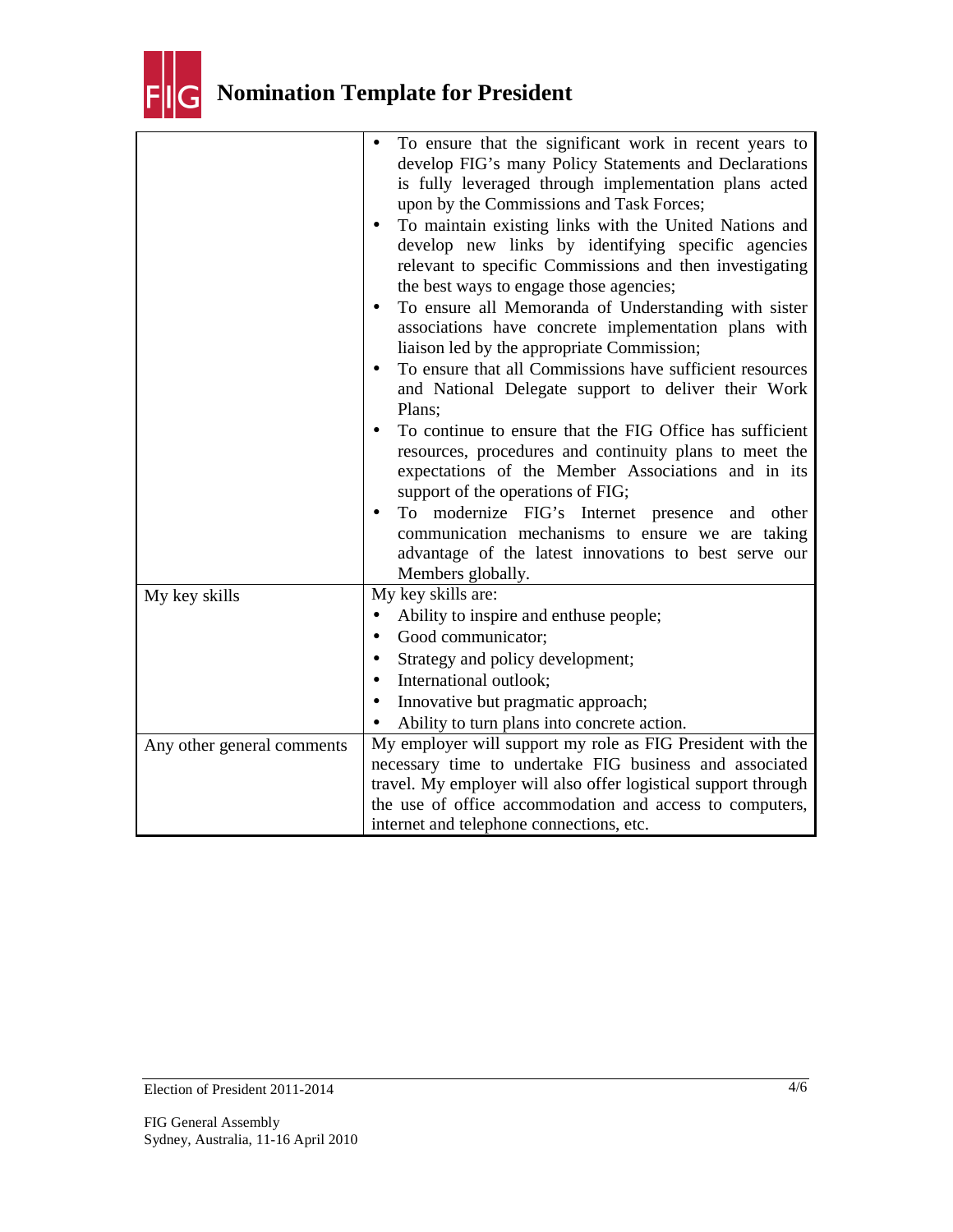# Nomination Template for President

| | |
|---|---|
| | • To ensure that the significant work in recent years to develop FIG's many Policy Statements and Declarations is fully leveraged through implementation plans acted upon by the Commissions and Task Forces;<br>• To maintain existing links with the United Nations and develop new links by identifying specific agencies relevant to specific Commissions and then investigating the best ways to engage those agencies;<br>• To ensure all Memoranda of Understanding with sister associations have concrete implementation plans with liaison led by the appropriate Commission;<br>• To ensure that all Commissions have sufficient resources and National Delegate support to deliver their Work Plans;<br>• To continue to ensure that the FIG Office has sufficient resources, procedures and continuity plans to meet the expectations of the Member Associations and in its support of the operations of FIG;<br>• To modernize FIG's Internet presence and other communication mechanisms to ensure we are taking advantage of the latest innovations to best serve our Members globally. |
| My key skills | My key skills are:<br>• Ability to inspire and enthuse people;<br>• Good communicator;<br>• Strategy and policy development;<br>• International outlook;<br>• Innovative but pragmatic approach;<br>• Ability to turn plans into concrete action. |
| Any other general comments | My employer will support my role as FIG President with the necessary time to undertake FIG business and associated travel. My employer will also offer logistical support through the use of office accommodation and access to computers, internet and telephone connections, etc. |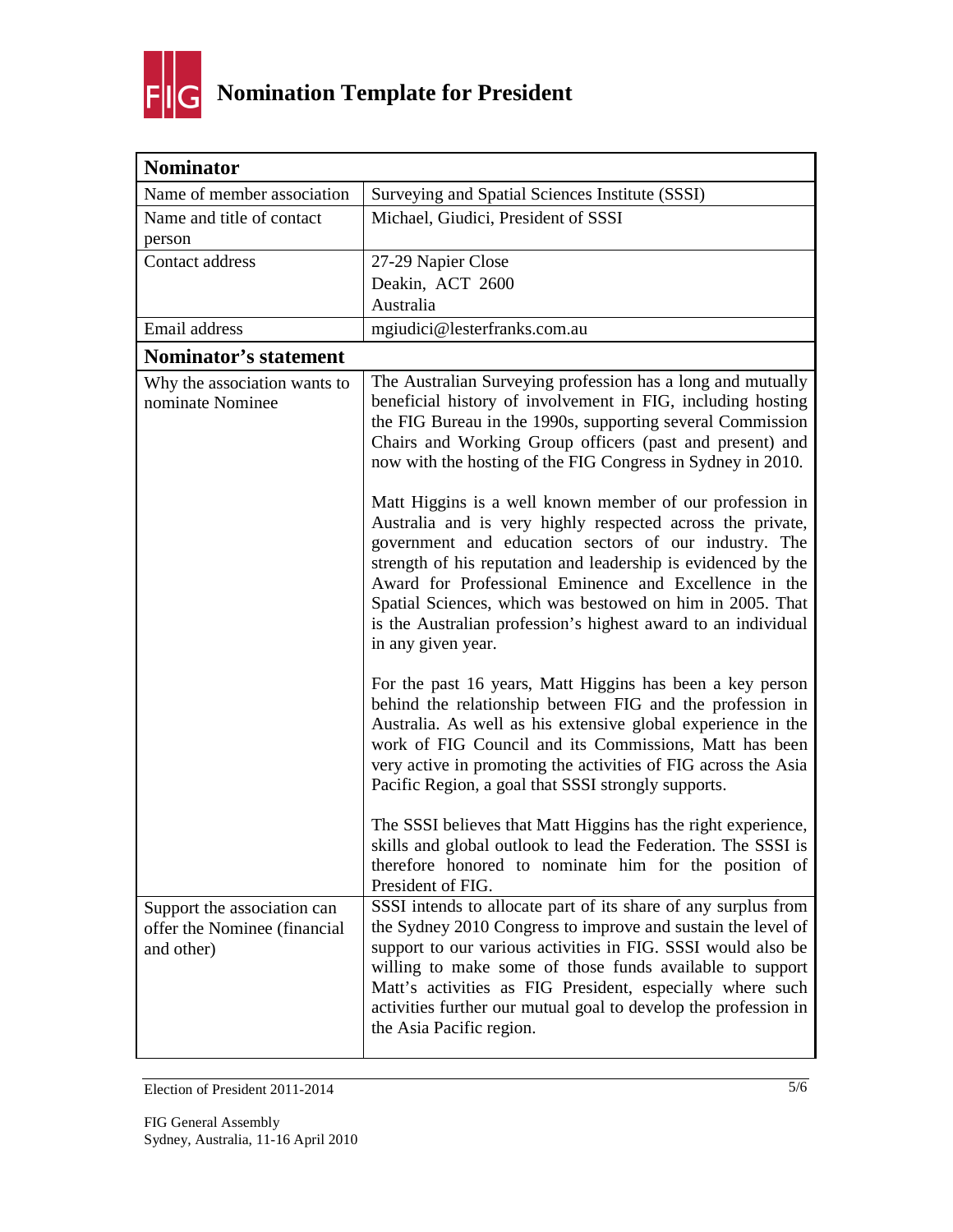# Nomination Template for President

| **Nominator** | |
|---|---|
| Name of member association | Surveying and Spatial Sciences Institute (SSSI) |
| Name and title of contact person | Michael, Giudici, President of SSSI |
| Contact address | 27-29 Napier Close<br>Deakin, ACT 2600<br>Australia |
| Email address | mgiudici@lesterfranks.com.au |
| **Nominator's statement** | |
| Why the association wants to nominate Nominee | The Australian Surveying profession has a long and mutually beneficial history of involvement in FIG, including hosting the FIG Bureau in the 1990s, supporting several Commission Chairs and Working Group officers (past and present) and now with the hosting of the FIG Congress in Sydney in 2010.<br><br>Matt Higgins is a well known member of our profession in Australia and is very highly respected across the private, government and education sectors of our industry. The strength of his reputation and leadership is evidenced by the Award for Professional Eminence and Excellence in the Spatial Sciences, which was bestowed on him in 2005. That is the Australian profession's highest award to an individual in any given year.<br><br>For the past 16 years, Matt Higgins has been a key person behind the relationship between FIG and the profession in Australia. As well as his extensive global experience in the work of FIG Council and its Commissions, Matt has been very active in promoting the activities of FIG across the Asia Pacific Region, a goal that SSSI strongly supports.<br><br>The SSSI believes that Matt Higgins has the right experience, skills and global outlook to lead the Federation. The SSSI is therefore honored to nominate him for the position of President of FIG. |
| Support the association can offer the Nominee (financial and other) | SSSI intends to allocate part of its share of any surplus from the Sydney 2010 Congress to improve and sustain the level of support to our various activities in FIG. SSSI would also be willing to make some of those funds available to support Matt's activities as FIG President, especially where such activities further our mutual goal to develop the profession in the Asia Pacific region. |

Election of President 2011-2014

FIG General Assembly
Sydney, Australia, 11-16 April 2010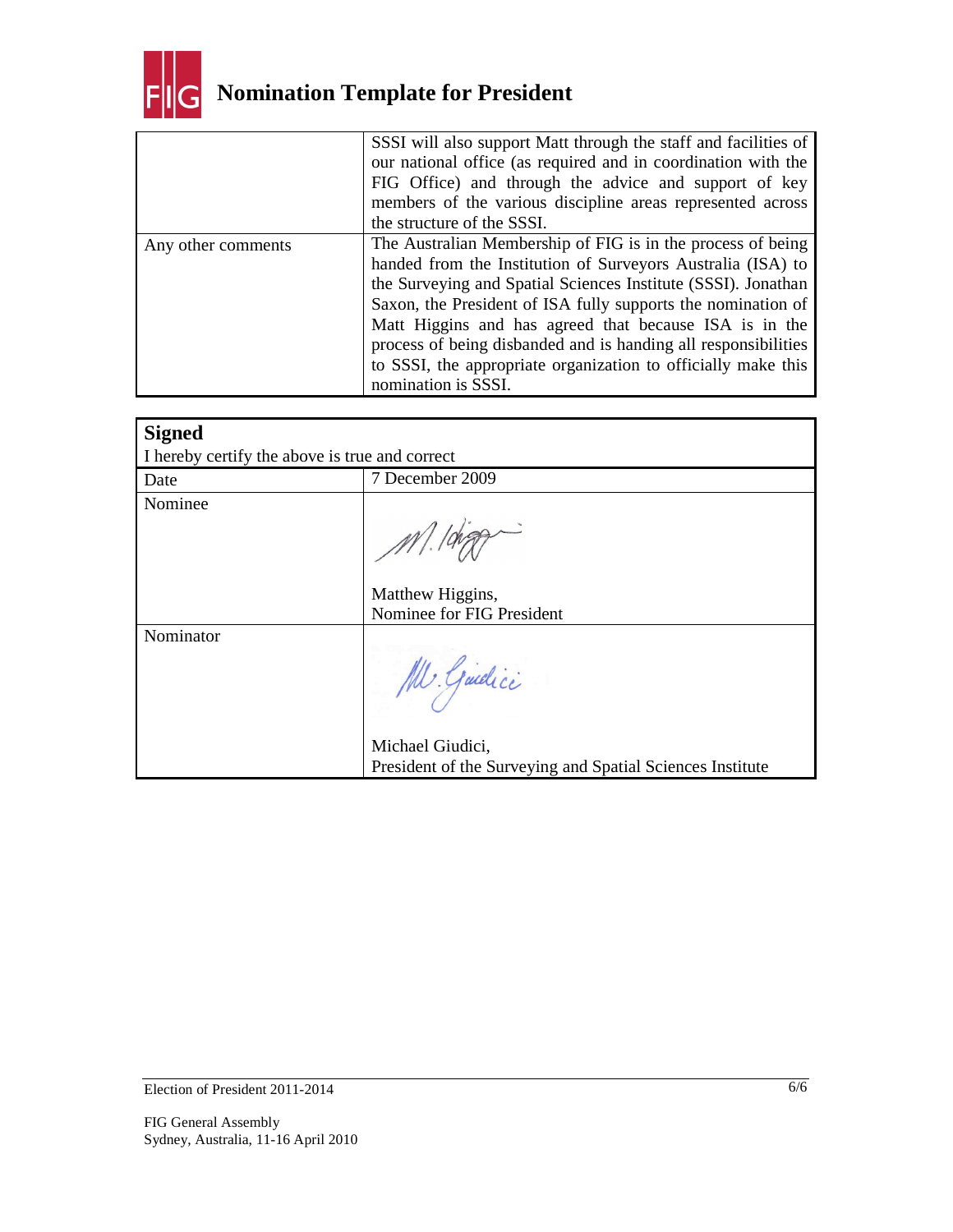# Nomination Template for President

| | |
|---|---|
| | SSSI will also support Matt through the staff and facilities of our national office (as required and in coordination with the FIG Office) and through the advice and support of key members of the various discipline areas represented across the structure of the SSSI. |
| Any other comments | The Australian Membership of FIG is in the process of being handed from the Institution of Surveyors Australia (ISA) to the Surveying and Spatial Sciences Institute (SSSI). Jonathan Saxon, the President of ISA fully supports the nomination of Matt Higgins and has agreed that because ISA is in the process of being disbanded and is handing all responsibilities to SSSI, the appropriate organization to officially make this nomination is SSSI. |

| **Signed**<br>I hereby certify the above is true and correct | |
|---|---|
| Date | 7 December 2009 |
| Nominee | M. Higgins<br><br>Matthew Higgins,<br>Nominee for FIG President |
| Nominator | M. Giudici<br><br>Michael Giudici,<br>President of the Surveying and Spatial Sciences Institute |

Election of President 2011-2014

FIG General Assembly
Sydney, Australia, 11-16 April 2010